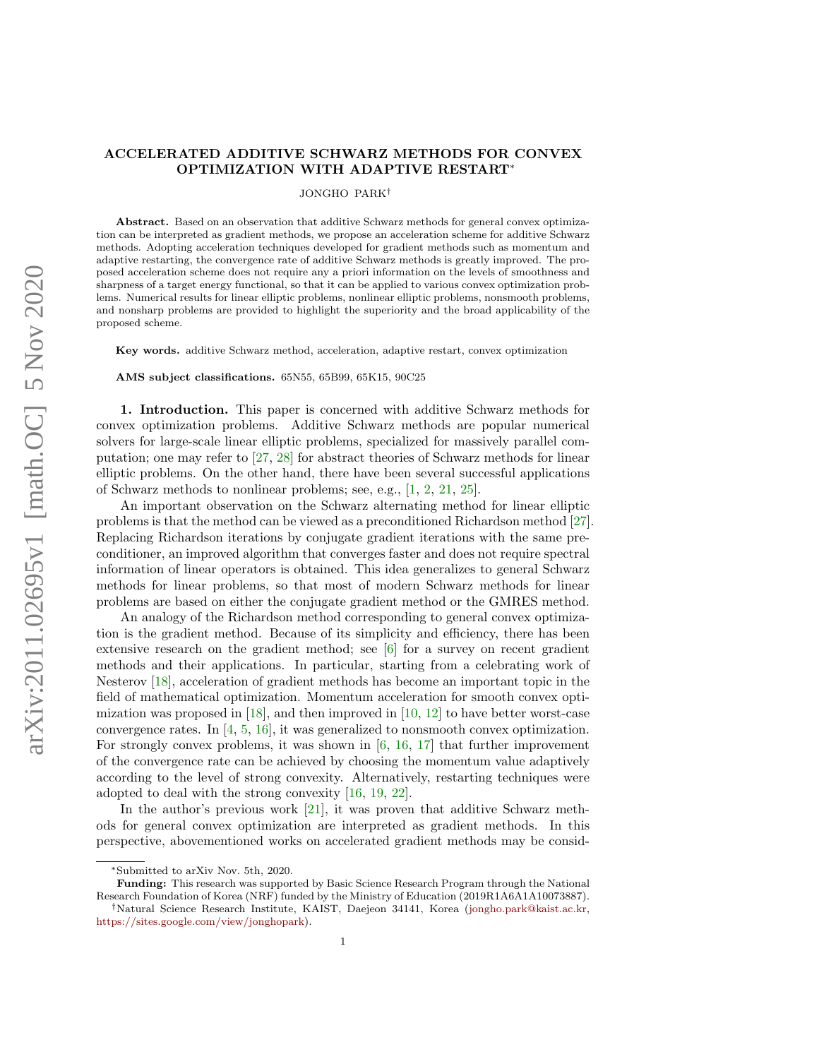# ACCELERATED ADDITIVE SCHWARZ METHODS FOR CONVEX OPTIMIZATION WITH ADAPTIVE RESTART*

JONGHO PARK†

**Abstract.** Based on an observation that additive Schwarz methods for general convex optimization can be interpreted as gradient methods, we propose an acceleration scheme for additive Schwarz methods. Adopting acceleration techniques developed for gradient methods such as momentum and adaptive restarting, the convergence rate of additive Schwarz methods is greatly improved. The proposed acceleration scheme does not require any a priori information on the levels of smoothness and sharpness of a target energy functional, so that it can be applied to various convex optimization problems. Numerical results for linear elliptic problems, nonlinear elliptic problems, nonsmooth problems, and nonsharp problems are provided to highlight the superiority and the broad applicability of the proposed scheme.

**Key words.** additive Schwarz method, acceleration, adaptive restart, convex optimization

**AMS subject classifications.** 65N55, 65B99, 65K15, 90C25

## 1. Introduction.

This paper is concerned with additive Schwarz methods for convex optimization problems. Additive Schwarz methods are popular numerical solvers for large-scale linear elliptic problems, specialized for massively parallel computation; one may refer to [27, 28] for abstract theories of Schwarz methods for linear elliptic problems. On the other hand, there have been several successful applications of Schwarz methods to nonlinear problems; see, e.g., [1, 2, 21, 25].

An important observation on the Schwarz alternating method for linear elliptic problems is that the method can be viewed as a preconditioned Richardson method [27]. Replacing Richardson iterations by conjugate gradient iterations with the same preconditioner, an improved algorithm that converges faster and does not require spectral information of linear operators is obtained. This idea generalizes to general Schwarz methods for linear problems, so that most of modern Schwarz methods for linear problems are based on either the conjugate gradient method or the GMRES method.

An analogy of the Richardson method corresponding to general convex optimization is the gradient method. Because of its simplicity and efficiency, there has been extensive research on the gradient method; see [6] for a survey on recent gradient methods and their applications. In particular, starting from a celebrating work of Nesterov [18], acceleration of gradient methods has become an important topic in the field of mathematical optimization. Momentum acceleration for smooth convex optimization was proposed in [18], and then improved in [10, 12] to have better worst-case convergence rates. In [4, 5, 16], it was generalized to nonsmooth convex optimization. For strongly convex problems, it was shown in [6, 16, 17] that further improvement of the convergence rate can be achieved by choosing the momentum value adaptively according to the level of strong convexity. Alternatively, restarting techniques were adopted to deal with the strong convexity [16, 19, 22].

In the author's previous work [21], it was proven that additive Schwarz methods for general convex optimization are interpreted as gradient methods. In this perspective, abovementioned works on accelerated gradient methods may be consid-

---

*Submitted to arXiv Nov. 5th, 2020.

**Funding:** This research was supported by Basic Science Research Program through the National Research Foundation of Korea (NRF) funded by the Ministry of Education (2019R1A6A1A10073887).

†Natural Science Research Institute, KAIST, Daejeon 34141, Korea (jongho.park@kaist.ac.kr, https://sites.google.com/view/jonghopark).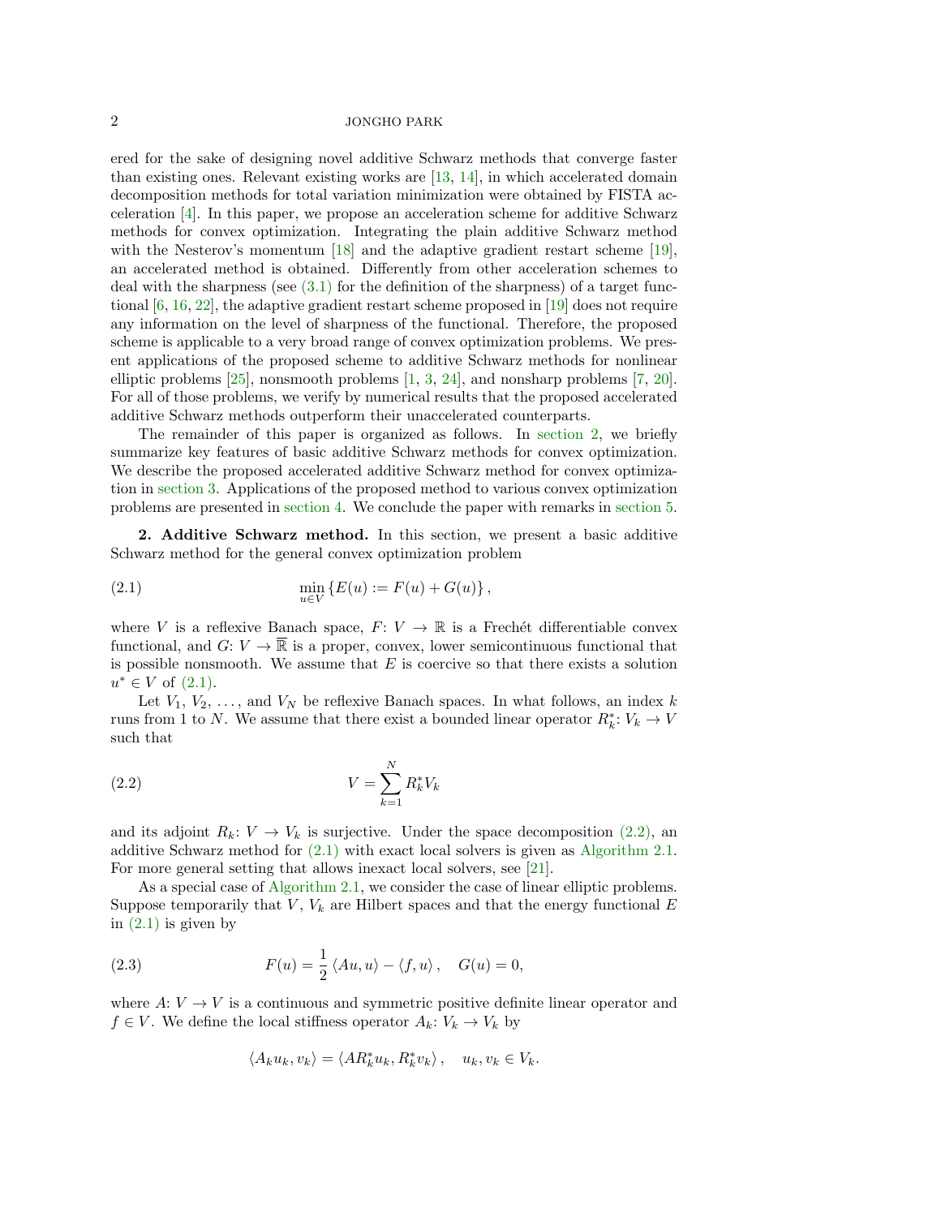ered for the sake of designing novel additive Schwarz methods that converge faster than existing ones. Relevant existing works are [13, 14], in which accelerated domain decomposition methods for total variation minimization were obtained by FISTA acceleration [4]. In this paper, we propose an acceleration scheme for additive Schwarz methods for convex optimization. Integrating the plain additive Schwarz method with the Nesterov's momentum [18] and the adaptive gradient restart scheme [19], an accelerated method is obtained. Differently from other acceleration schemes to deal with the sharpness (see (3.1) for the definition of the sharpness) of a target functional [6, 16, 22], the adaptive gradient restart scheme proposed in [19] does not require any information on the level of sharpness of the functional. Therefore, the proposed scheme is applicable to a very broad range of convex optimization problems. We present applications of the proposed scheme to additive Schwarz methods for nonlinear elliptic problems [25], nonsmooth problems [1, 3, 24], and nonsharp problems [7, 20]. For all of those problems, we verify by numerical results that the proposed accelerated additive Schwarz methods outperform their unaccelerated counterparts.

The remainder of this paper is organized as follows. In section 2, we briefly summarize key features of basic additive Schwarz methods for convex optimization. We describe the proposed accelerated additive Schwarz method for convex optimization in section 3. Applications of the proposed method to various convex optimization problems are presented in section 4. We conclude the paper with remarks in section 5.

## 2. Additive Schwarz method.

In this section, we present a basic additive Schwarz method for the general convex optimization problem

$$\min_{u \in V} \left\{ E(u) := F(u) + G(u) \right\}, \tag{2.1}$$

where $V$ is a reflexive Banach space, $F\colon V \to \mathbb{R}$ is a Fréchet differentiable convex functional, and $G\colon V \to \overline{\mathbb{R}}$ is a proper, convex, lower semicontinuous functional that is possible nonsmooth. We assume that $E$ is coercive so that there exists a solution $u^* \in V$ of (2.1).

Let $V_1$, $V_2$, ..., and $V_N$ be reflexive Banach spaces. In what follows, an index $k$ runs from 1 to $N$. We assume that there exist a bounded linear operator $R_k^*\colon V_k \to V$ such that

$$V = \sum_{k=1}^{N} R_k^* V_k \tag{2.2}$$

and its adjoint $R_k\colon V \to V_k$ is surjective. Under the space decomposition (2.2), an additive Schwarz method for (2.1) with exact local solvers is given as Algorithm 2.1. For more general setting that allows inexact local solvers, see [21].

As a special case of Algorithm 2.1, we consider the case of linear elliptic problems. Suppose temporarily that $V$, $V_k$ are Hilbert spaces and that the energy functional $E$ in (2.1) is given by

$$F(u) = \frac{1}{2} \langle Au, u \rangle - \langle f, u \rangle, \quad G(u) = 0, \tag{2.3}$$

where $A\colon V \to V$ is a continuous and symmetric positive definite linear operator and $f \in V$. We define the local stiffness operator $A_k\colon V_k \to V_k$ by

$$\langle A_k u_k, v_k \rangle = \langle A R_k^* u_k, R_k^* v_k \rangle, \quad u_k, v_k \in V_k.$$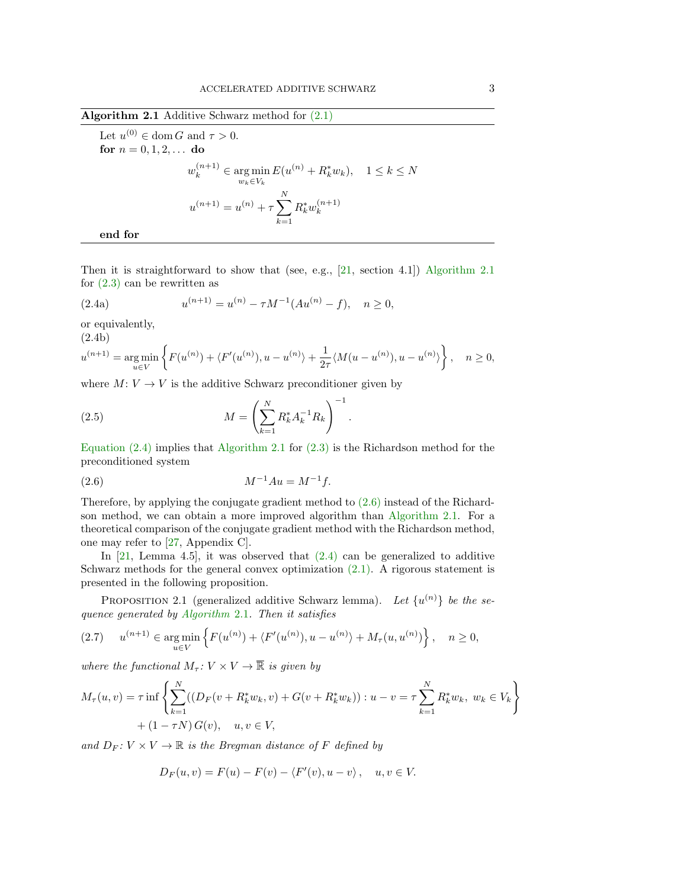**Algorithm 2.1** Additive Schwarz method for (2.1)

Let $u^{(0)} \in \operatorname{dom} G$ and $\tau > 0$.
**for** $n = 0, 1, 2, \dots$ **do**

$$w_k^{(n+1)} \in \operatorname*{arg\,min}_{w_k \in V_k} E(u^{(n)} + R_k^* w_k), \quad 1 \leq k \leq N$$

$$u^{(n+1)} = u^{(n)} + \tau \sum_{k=1}^{N} R_k^* w_k^{(n+1)}$$

**end for**

Then it is straightforward to show that (see, e.g., [21, section 4.1]) Algorithm 2.1 for (2.3) can be rewritten as

$$u^{(n+1)} = u^{(n)} - \tau M^{-1}(Au^{(n)} - f), \quad n \geq 0, \tag{2.4a}$$

or equivalently,

$$u^{(n+1)} = \operatorname*{arg\,min}_{u \in V} \left\{ F(u^{(n)}) + \langle F'(u^{(n)}), u - u^{(n)} \rangle + \frac{1}{2\tau} \langle M(u - u^{(n)}), u - u^{(n)} \rangle \right\}, \quad n \geq 0, \tag{2.4b}$$

where $M \colon V \to V$ is the additive Schwarz preconditioner given by

$$M = \left( \sum_{k=1}^{N} R_k^* A_k^{-1} R_k \right)^{-1}. \tag{2.5}$$

Equation (2.4) implies that Algorithm 2.1 for (2.3) is the Richardson method for the preconditioned system

$$M^{-1} A u = M^{-1} f. \tag{2.6}$$

Therefore, by applying the conjugate gradient method to (2.6) instead of the Richardson method, we can obtain a more improved algorithm than Algorithm 2.1. For a theoretical comparison of the conjugate gradient method with the Richardson method, one may refer to [27, Appendix C].

In [21, Lemma 4.5], it was observed that (2.4) can be generalized to additive Schwarz methods for the general convex optimization (2.1). A rigorous statement is presented in the following proposition.

Proposition 2.1 (generalized additive Schwarz lemma). *Let $\{u^{(n)}\}$ be the sequence generated by Algorithm 2.1. Then it satisfies*

$$u^{(n+1)} \in \operatorname*{arg\,min}_{u \in V} \left\{ F(u^{(n)}) + \langle F'(u^{(n)}), u - u^{(n)} \rangle + M_\tau(u, u^{(n)}) \right\}, \quad n \geq 0, \tag{2.7}$$

*where the functional $M_\tau \colon V \times V \to \overline{\mathbb{R}}$ is given by*

$$\begin{aligned} M_\tau(u, v) = \tau \inf &\left\{ \sum_{k=1}^{N} ((D_F(v + R_k^* w_k, v) + G(v + R_k^* w_k)) : u - v = \tau \sum_{k=1}^{N} R_k^* w_k, \ w_k \in V_k \right\} \\ &+ (1 - \tau N)\, G(v), \quad u, v \in V, \end{aligned}$$

*and $D_F \colon V \times V \to \mathbb{R}$ is the Bregman distance of $F$ defined by*

$$D_F(u, v) = F(u) - F(v) - \langle F'(v), u - v \rangle, \quad u, v \in V.$$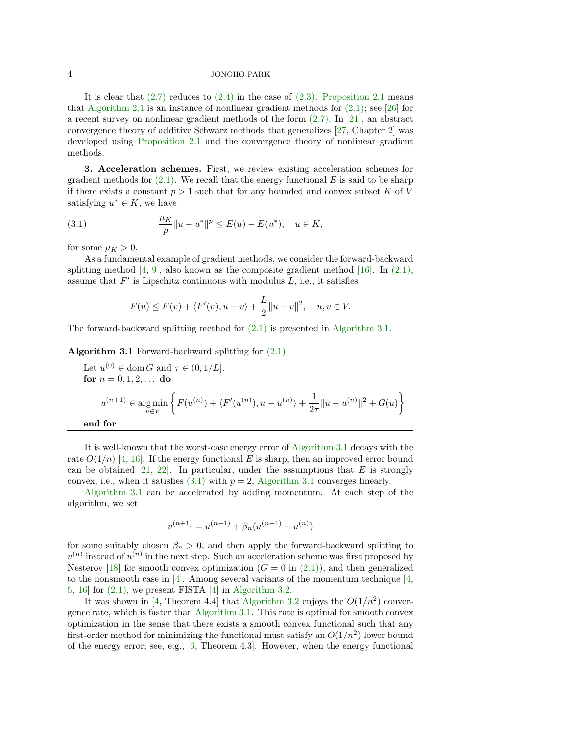It is clear that (2.7) reduces to (2.4) in the case of (2.3). Proposition 2.1 means that Algorithm 2.1 is an instance of nonlinear gradient methods for (2.1); see [26] for a recent survey on nonlinear gradient methods of the form (2.7). In [21], an abstract convergence theory of additive Schwarz methods that generalizes [27, Chapter 2] was developed using Proposition 2.1 and the convergence theory of nonlinear gradient methods.

**3. Acceleration schemes.** First, we review existing acceleration schemes for gradient methods for (2.1). We recall that the energy functional $E$ is said to be sharp if there exists a constant $p > 1$ such that for any bounded and convex subset $K$ of $V$ satisfying $u^* \in K$, we have

$$\frac{\mu_K}{p}\|u - u^*\|^p \leq E(u) - E(u^*), \quad u \in K, \tag{3.1}$$

for some $\mu_K > 0$.

As a fundamental example of gradient methods, we consider the forward-backward splitting method [4, 9], also known as the composite gradient method [16]. In (2.1), assume that $F'$ is Lipschitz continuous with modulus $L$, i.e., it satisfies

$$F(u) \leq F(v) + \langle F'(v), u - v\rangle + \frac{L}{2}\|u - v\|^2, \quad u, v \in V.$$

The forward-backward splitting method for (2.1) is presented in Algorithm 3.1.

---

**Algorithm 3.1** Forward-backward splitting for (2.1)

---

Let $u^{(0)} \in \operatorname{dom} G$ and $\tau \in (0, 1/L]$.
**for** $n = 0, 1, 2, \dots$ **do**

$$u^{(n+1)} \in \operatorname*{arg\,min}_{u \in V} \left\{ F(u^{(n)}) + \langle F'(u^{(n)}), u - u^{(n)}\rangle + \frac{1}{2\tau}\|u - u^{(n)}\|^2 + G(u) \right\}$$

**end for**

---

It is well-known that the worst-case energy error of Algorithm 3.1 decays with the rate $O(1/n)$ [4, 16]. If the energy functional $E$ is sharp, then an improved error bound can be obtained [21, 22]. In particular, under the assumptions that $E$ is strongly convex, i.e., when it satisfies (3.1) with $p = 2$, Algorithm 3.1 converges linearly.

Algorithm 3.1 can be accelerated by adding momentum. At each step of the algorithm, we set

$$v^{(n+1)} = u^{(n+1)} + \beta_n (u^{(n+1)} - u^{(n)})$$

for some suitably chosen $\beta_n > 0$, and then apply the forward-backward splitting to $v^{(n)}$ instead of $u^{(n)}$ in the next step. Such an acceleration scheme was first proposed by Nesterov [18] for smooth convex optimization ($G = 0$ in (2.1)), and then generalized to the nonsmooth case in [4]. Among several variants of the momentum technique [4, 5, 16] for (2.1), we present FISTA [4] in Algorithm 3.2.

It was shown in [4, Theorem 4.4] that Algorithm 3.2 enjoys the $O(1/n^2)$ convergence rate, which is faster than Algorithm 3.1. This rate is optimal for smooth convex optimization in the sense that there exists a smooth convex functional such that any first-order method for minimizing the functional must satisfy an $O(1/n^2)$ lower bound of the energy error; see, e.g., [6, Theorem 4.3]. However, when the energy functional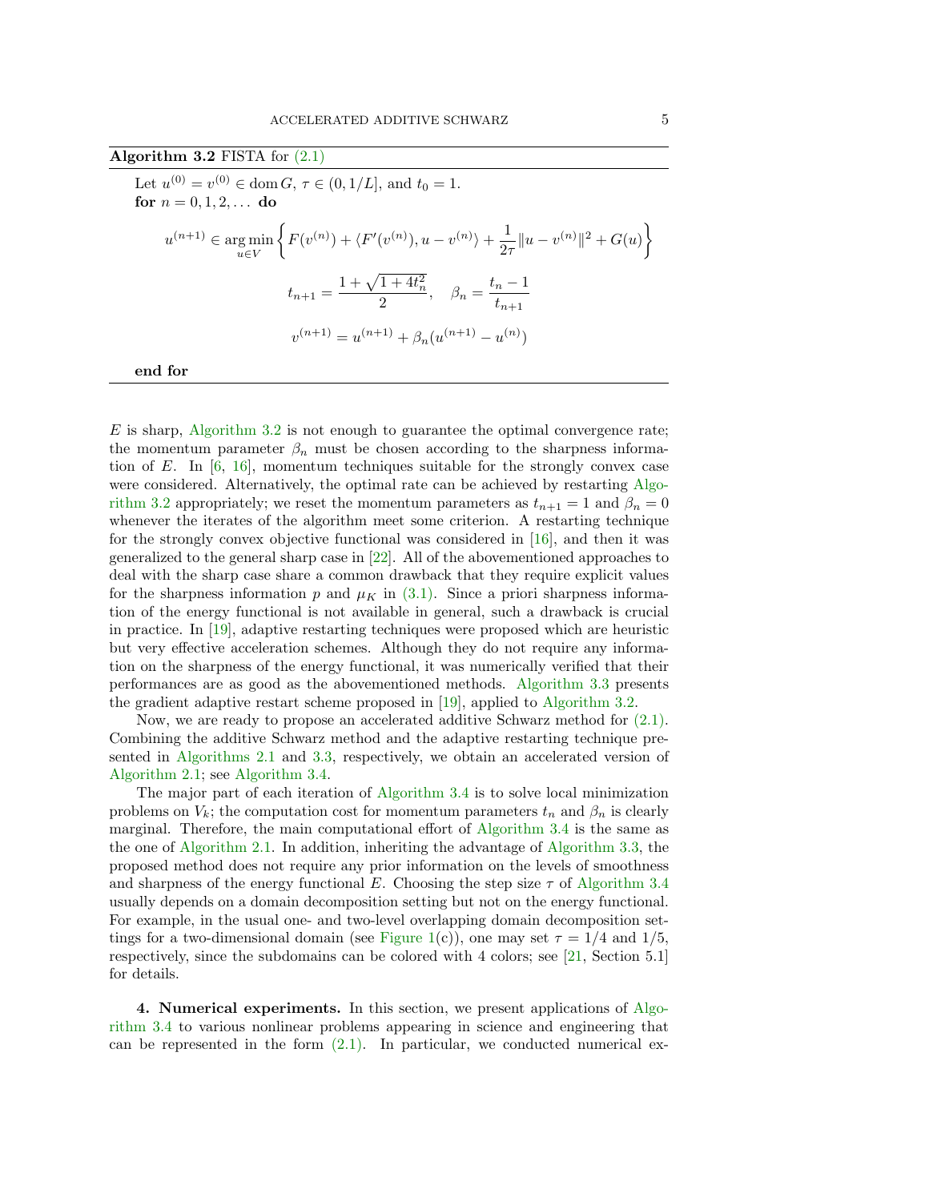**Algorithm 3.2** FISTA for (2.1)

Let $u^{(0)} = v^{(0)} \in \operatorname{dom} G$, $\tau \in (0, 1/L]$, and $t_0 = 1$.

**for** $n = 0, 1, 2, \dots$ **do**

$$u^{(n+1)} \in \operatorname*{arg\,min}_{u \in V} \left\{ F(v^{(n)}) + \langle F'(v^{(n)}), u - v^{(n)} \rangle + \frac{1}{2\tau} \| u - v^{(n)} \|^2 + G(u) \right\}$$

$$t_{n+1} = \frac{1 + \sqrt{1 + 4t_n^2}}{2}, \quad \beta_n = \frac{t_n - 1}{t_{n+1}}$$

$$v^{(n+1)} = u^{(n+1)} + \beta_n (u^{(n+1)} - u^{(n)})$$

**end for**

---

$E$ is sharp, Algorithm 3.2 is not enough to guarantee the optimal convergence rate; the momentum parameter $\beta_n$ must be chosen according to the sharpness information of $E$. In [6, 16], momentum techniques suitable for the strongly convex case were considered. Alternatively, the optimal rate can be achieved by restarting Algorithm 3.2 appropriately; we reset the momentum parameters as $t_{n+1} = 1$ and $\beta_n = 0$ whenever the iterates of the algorithm meet some criterion. A restarting technique for the strongly convex objective functional was considered in [16], and then it was generalized to the general sharp case in [22]. All of the abovementioned approaches to deal with the sharp case share a common drawback that they require explicit values for the sharpness information $p$ and $\mu_K$ in (3.1). Since a priori sharpness information of the energy functional is not available in general, such a drawback is crucial in practice. In [19], adaptive restarting techniques were proposed which are heuristic but very effective acceleration schemes. Although they do not require any information on the sharpness of the energy functional, it was numerically verified that their performances are as good as the abovementioned methods. Algorithm 3.3 presents the gradient adaptive restart scheme proposed in [19], applied to Algorithm 3.2.

Now, we are ready to propose an accelerated additive Schwarz method for (2.1). Combining the additive Schwarz method and the adaptive restarting technique presented in Algorithms 2.1 and 3.3, respectively, we obtain an accelerated version of Algorithm 2.1; see Algorithm 3.4.

The major part of each iteration of Algorithm 3.4 is to solve local minimization problems on $V_k$; the computation cost for momentum parameters $t_n$ and $\beta_n$ is clearly marginal. Therefore, the main computational effort of Algorithm 3.4 is the same as the one of Algorithm 2.1. In addition, inheriting the advantage of Algorithm 3.3, the proposed method does not require any prior information on the levels of smoothness and sharpness of the energy functional $E$. Choosing the step size $\tau$ of Algorithm 3.4 usually depends on a domain decomposition setting but not on the energy functional. For example, in the usual one- and two-level overlapping domain decomposition settings for a two-dimensional domain (see Figure 1(c)), one may set $\tau = 1/4$ and $1/5$, respectively, since the subdomains can be colored with 4 colors; see [21, Section 5.1] for details.

## 4. Numerical experiments.

In this section, we present applications of Algorithm 3.4 to various nonlinear problems appearing in science and engineering that can be represented in the form (2.1). In particular, we conducted numerical ex-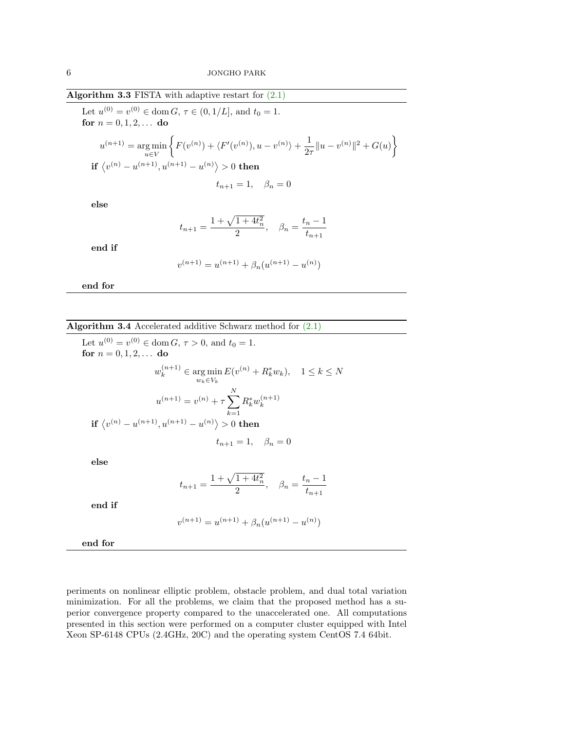**Algorithm 3.3** FISTA with adaptive restart for (2.1)

Let $u^{(0)} = v^{(0)} \in \operatorname{dom} G$, $\tau \in (0, 1/L]$, and $t_0 = 1$.
**for** $n = 0, 1, 2, \dots$ **do**

$$u^{(n+1)} = \operatorname*{arg\,min}_{u \in V} \left\{ F(v^{(n)}) + \langle F'(v^{(n)}), u - v^{(n)} \rangle + \frac{1}{2\tau} \| u - v^{(n)} \|^2 + G(u) \right\}$$

**if** $\left\langle v^{(n)} - u^{(n+1)}, u^{(n+1)} - u^{(n)} \right\rangle > 0$ **then**

$$t_{n+1} = 1, \quad \beta_n = 0$$

**else**

$$t_{n+1} = \frac{1 + \sqrt{1 + 4t_n^2}}{2}, \quad \beta_n = \frac{t_n - 1}{t_{n+1}}$$

**end if**

$$v^{(n+1)} = u^{(n+1)} + \beta_n (u^{(n+1)} - u^{(n)})$$

**end for**

**Algorithm 3.4** Accelerated additive Schwarz method for (2.1)

Let $u^{(0)} = v^{(0)} \in \operatorname{dom} G$, $\tau > 0$, and $t_0 = 1$.
**for** $n = 0, 1, 2, \dots$ **do**

$$w_k^{(n+1)} \in \operatorname*{arg\,min}_{w_k \in V_k} E(v^{(n)} + R_k^* w_k), \quad 1 \leq k \leq N$$

$$u^{(n+1)} = v^{(n)} + \tau \sum_{k=1}^{N} R_k^* w_k^{(n+1)}$$

**if** $\left\langle v^{(n)} - u^{(n+1)}, u^{(n+1)} - u^{(n)} \right\rangle > 0$ **then**

$$t_{n+1} = 1, \quad \beta_n = 0$$

**else**

$$t_{n+1} = \frac{1 + \sqrt{1 + 4t_n^2}}{2}, \quad \beta_n = \frac{t_n - 1}{t_{n+1}}$$

**end if**

$$v^{(n+1)} = u^{(n+1)} + \beta_n (u^{(n+1)} - u^{(n)})$$

**end for**

periments on nonlinear elliptic problem, obstacle problem, and dual total variation minimization. For all the problems, we claim that the proposed method has a superior convergence property compared to the unaccelerated one. All computations presented in this section were performed on a computer cluster equipped with Intel Xeon SP-6148 CPUs (2.4GHz, 20C) and the operating system CentOS 7.4 64bit.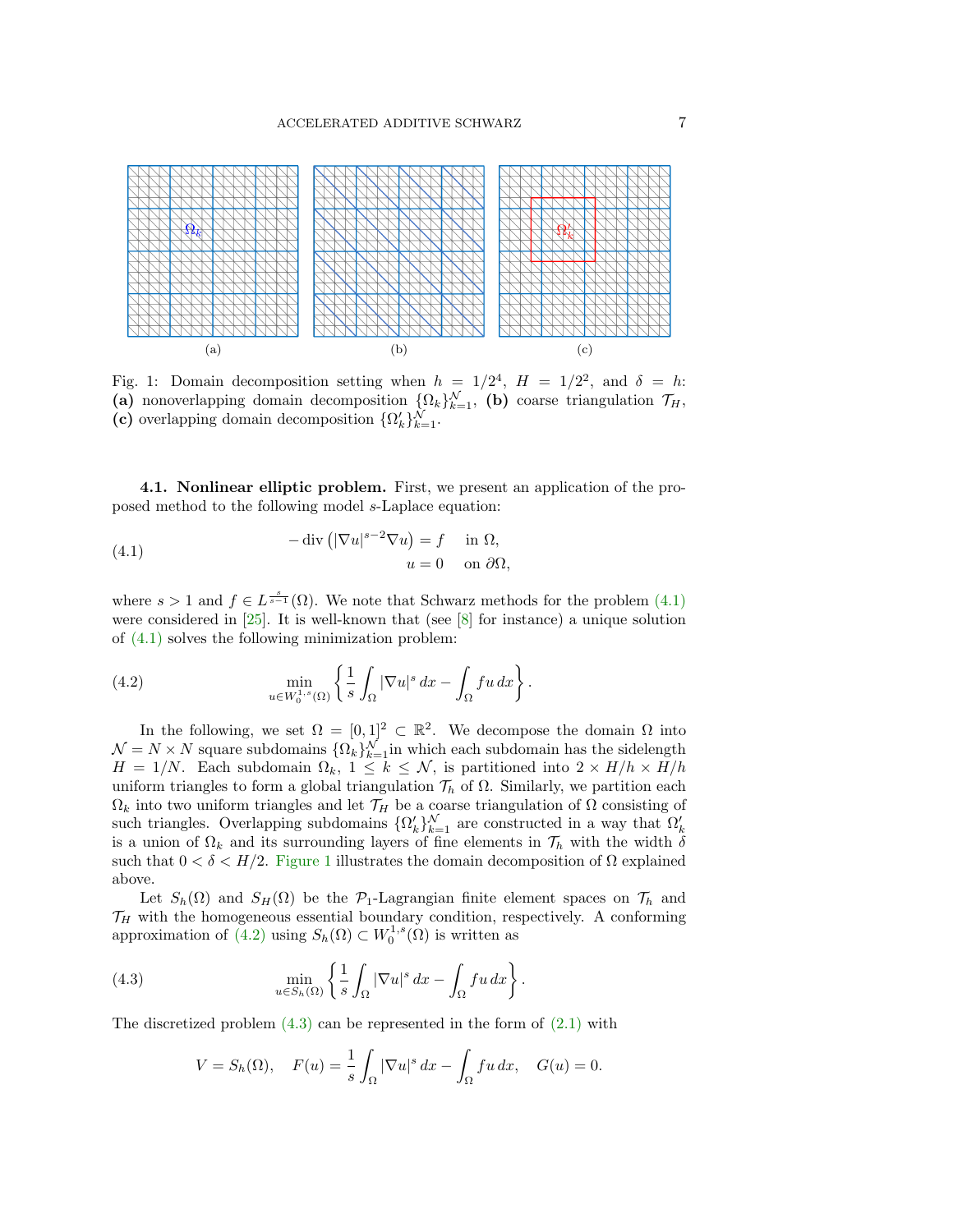Fig. 1: Domain decomposition setting when $h = 1/2^4$, $H = 1/2^2$, and $\delta = h$: **(a)** nonoverlapping domain decomposition $\{\Omega_k\}_{k=1}^{\mathcal{N}}$, **(b)** coarse triangulation $\mathcal{T}_H$, **(c)** overlapping domain decomposition $\{\Omega_k'\}_{k=1}^{\mathcal{N}}$.

**4.1. Nonlinear elliptic problem.** First, we present an application of the proposed method to the following model $s$-Laplace equation:

$$
\begin{aligned}
-\operatorname{div}\left(|\nabla u|^{s-2}\nabla u\right) &= f \quad \text{in } \Omega, \\
u &= 0 \quad \text{on } \partial\Omega,
\end{aligned}
\tag{4.1}
$$

where $s > 1$ and $f \in L^{\frac{s}{s-1}}(\Omega)$. We note that Schwarz methods for the problem (4.1) were considered in [25]. It is well-known that (see [8] for instance) a unique solution of (4.1) solves the following minimization problem:

$$
\min_{u \in W_0^{1,s}(\Omega)} \left\{ \frac{1}{s} \int_\Omega |\nabla u|^s \, dx - \int_\Omega f u \, dx \right\}.
\tag{4.2}
$$

In the following, we set $\Omega = [0,1]^2 \subset \mathbb{R}^2$. We decompose the domain $\Omega$ into $\mathcal{N} = N \times N$ square subdomains $\{\Omega_k\}_{k=1}^{\mathcal{N}}$ in which each subdomain has the sidelength $H = 1/N$. Each subdomain $\Omega_k$, $1 \leq k \leq \mathcal{N}$, is partitioned into $2 \times H/h \times H/h$ uniform triangles to form a global triangulation $\mathcal{T}_h$ of $\Omega$. Similarly, we partition each $\Omega_k$ into two uniform triangles and let $\mathcal{T}_H$ be a coarse triangulation of $\Omega$ consisting of such triangles. Overlapping subdomains $\{\Omega_k'\}_{k=1}^{\mathcal{N}}$ are constructed in a way that $\Omega_k'$ is a union of $\Omega_k$ and its surrounding layers of fine elements in $\mathcal{T}_h$ with the width $\delta$ such that $0 < \delta < H/2$. Figure 1 illustrates the domain decomposition of $\Omega$ explained above.

Let $S_h(\Omega)$ and $S_H(\Omega)$ be the $\mathcal{P}_1$-Lagrangian finite element spaces on $\mathcal{T}_h$ and $\mathcal{T}_H$ with the homogeneous essential boundary condition, respectively. A conforming approximation of (4.2) using $S_h(\Omega) \subset W_0^{1,s}(\Omega)$ is written as

$$
\min_{u \in S_h(\Omega)} \left\{ \frac{1}{s} \int_\Omega |\nabla u|^s \, dx - \int_\Omega f u \, dx \right\}.
\tag{4.3}
$$

The discretized problem (4.3) can be represented in the form of (2.1) with

$$
V = S_h(\Omega), \quad F(u) = \frac{1}{s} \int_\Omega |\nabla u|^s \, dx - \int_\Omega f u \, dx, \quad G(u) = 0.
$$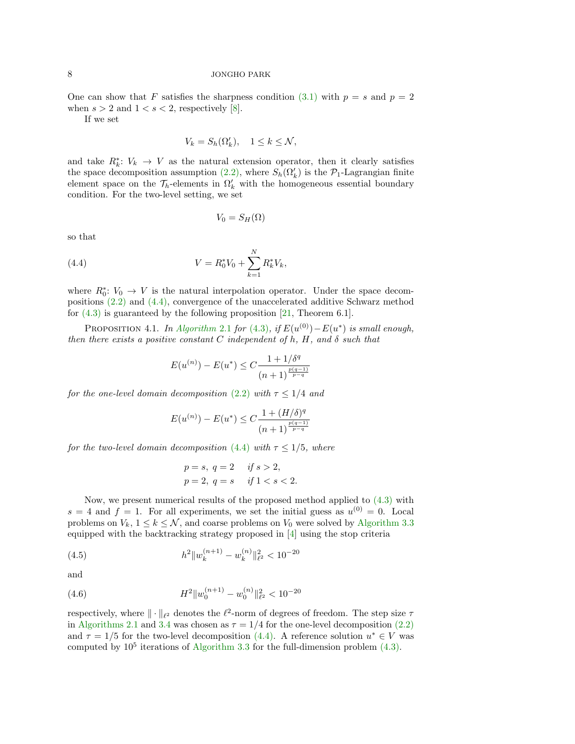One can show that $F$ satisfies the sharpness condition (3.1) with $p = s$ and $p = 2$ when $s > 2$ and $1 < s < 2$, respectively [8].

If we set

$$V_k = S_h(\Omega_k'), \quad 1 \leq k \leq \mathcal{N},$$

and take $R_k^*$: $V_k \to V$ as the natural extension operator, then it clearly satisfies the space decomposition assumption (2.2), where $S_h(\Omega_k')$ is the $\mathcal{P}_1$-Lagrangian finite element space on the $\mathcal{T}_h$-elements in $\Omega_k'$ with the homogeneous essential boundary condition. For the two-level setting, we set

$$V_0 = S_H(\Omega)$$

so that

$$V = R_0^* V_0 + \sum_{k=1}^{N} R_k^* V_k, \tag{4.4}$$

where $R_0^*$: $V_0 \to V$ is the natural interpolation operator. Under the space decompositions (2.2) and (4.4), convergence of the unaccelerated additive Schwarz method for (4.3) is guaranteed by the following proposition [21, Theorem 6.1].

Proposition 4.1. *In Algorithm 2.1 for (4.3), if $E(u^{(0)}) - E(u^*)$ is small enough, then there exists a positive constant $C$ independent of $h$, $H$, and $\delta$ such that*

$$E(u^{(n)}) - E(u^*) \leq C \frac{1 + 1/\delta^q}{(n+1)^{\frac{p(q-1)}{p-q}}}$$

*for the one-level domain decomposition (2.2) with $\tau \leq 1/4$ and*

$$E(u^{(n)}) - E(u^*) \leq C \frac{1 + (H/\delta)^q}{(n+1)^{\frac{p(q-1)}{p-q}}}$$

*for the two-level domain decomposition (4.4) with $\tau \leq 1/5$, where*

$$\begin{aligned} &p = s,\ q = 2 \quad \text{if } s > 2, \\ &p = 2,\ q = s \quad \text{if } 1 < s < 2. \end{aligned}$$

Now, we present numerical results of the proposed method applied to (4.3) with $s = 4$ and $f = 1$. For all experiments, we set the initial guess as $u^{(0)} = 0$. Local problems on $V_k$, $1 \leq k \leq \mathcal{N}$, and coarse problems on $V_0$ were solved by Algorithm 3.3 equipped with the backtracking strategy proposed in [4] using the stop criteria

$$h^2 \|w_k^{(n+1)} - w_k^{(n)}\|_{\ell^2}^2 < 10^{-20} \tag{4.5}$$

and

$$H^2 \|w_0^{(n+1)} - w_0^{(n)}\|_{\ell^2}^2 < 10^{-20} \tag{4.6}$$

respectively, where $\| \cdot \|_{\ell^2}$ denotes the $\ell^2$-norm of degrees of freedom. The step size $\tau$ in Algorithms 2.1 and 3.4 was chosen as $\tau = 1/4$ for the one-level decomposition (2.2) and $\tau = 1/5$ for the two-level decomposition (4.4). A reference solution $u^* \in V$ was computed by $10^5$ iterations of Algorithm 3.3 for the full-dimension problem (4.3).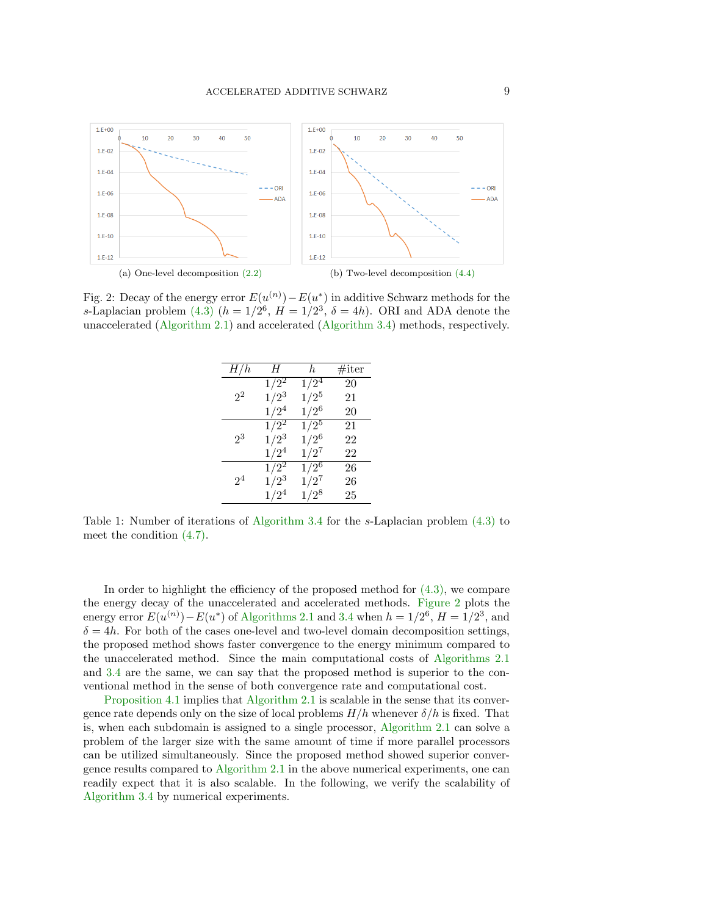(a) One-level decomposition (2.2)

(b) Two-level decomposition (4.4)

Fig. 2: Decay of the energy error $E(u^{(n)}) - E(u^*)$ in additive Schwarz methods for the $s$-Laplacian problem (4.3) ($h = 1/2^6$, $H = 1/2^3$, $\delta = 4h$). ORI and ADA denote the unaccelerated (Algorithm 2.1) and accelerated (Algorithm 3.4) methods, respectively.

| $H/h$ | $H$ | $h$ | #iter |
|---|---|---|---|
| $2^2$ | $1/2^2$ | $1/2^4$ | 20 |
| | $1/2^3$ | $1/2^5$ | 21 |
| | $1/2^4$ | $1/2^6$ | 20 |
| $2^3$ | $1/2^2$ | $1/2^5$ | 21 |
| | $1/2^3$ | $1/2^6$ | 22 |
| | $1/2^4$ | $1/2^7$ | 22 |
| $2^4$ | $1/2^2$ | $1/2^6$ | 26 |
| | $1/2^3$ | $1/2^7$ | 26 |
| | $1/2^4$ | $1/2^8$ | 25 |

Table 1: Number of iterations of Algorithm 3.4 for the $s$-Laplacian problem (4.3) to meet the condition (4.7).

In order to highlight the efficiency of the proposed method for (4.3), we compare the energy decay of the unaccelerated and accelerated methods. Figure 2 plots the energy error $E(u^{(n)}) - E(u^*)$ of Algorithms 2.1 and 3.4 when $h = 1/2^6$, $H = 1/2^3$, and $\delta = 4h$. For both of the cases one-level and two-level domain decomposition settings, the proposed method shows faster convergence to the energy minimum compared to the unaccelerated method. Since the main computational costs of Algorithms 2.1 and 3.4 are the same, we can say that the proposed method is superior to the conventional method in the sense of both convergence rate and computational cost.

Proposition 4.1 implies that Algorithm 2.1 is scalable in the sense that its convergence rate depends only on the size of local problems $H/h$ whenever $\delta/h$ is fixed. That is, when each subdomain is assigned to a single processor, Algorithm 2.1 can solve a problem of the larger size with the same amount of time if more parallel processors can be utilized simultaneously. Since the proposed method showed superior convergence results compared to Algorithm 2.1 in the above numerical experiments, one can readily expect that it is also scalable. In the following, we verify the scalability of Algorithm 3.4 by numerical experiments.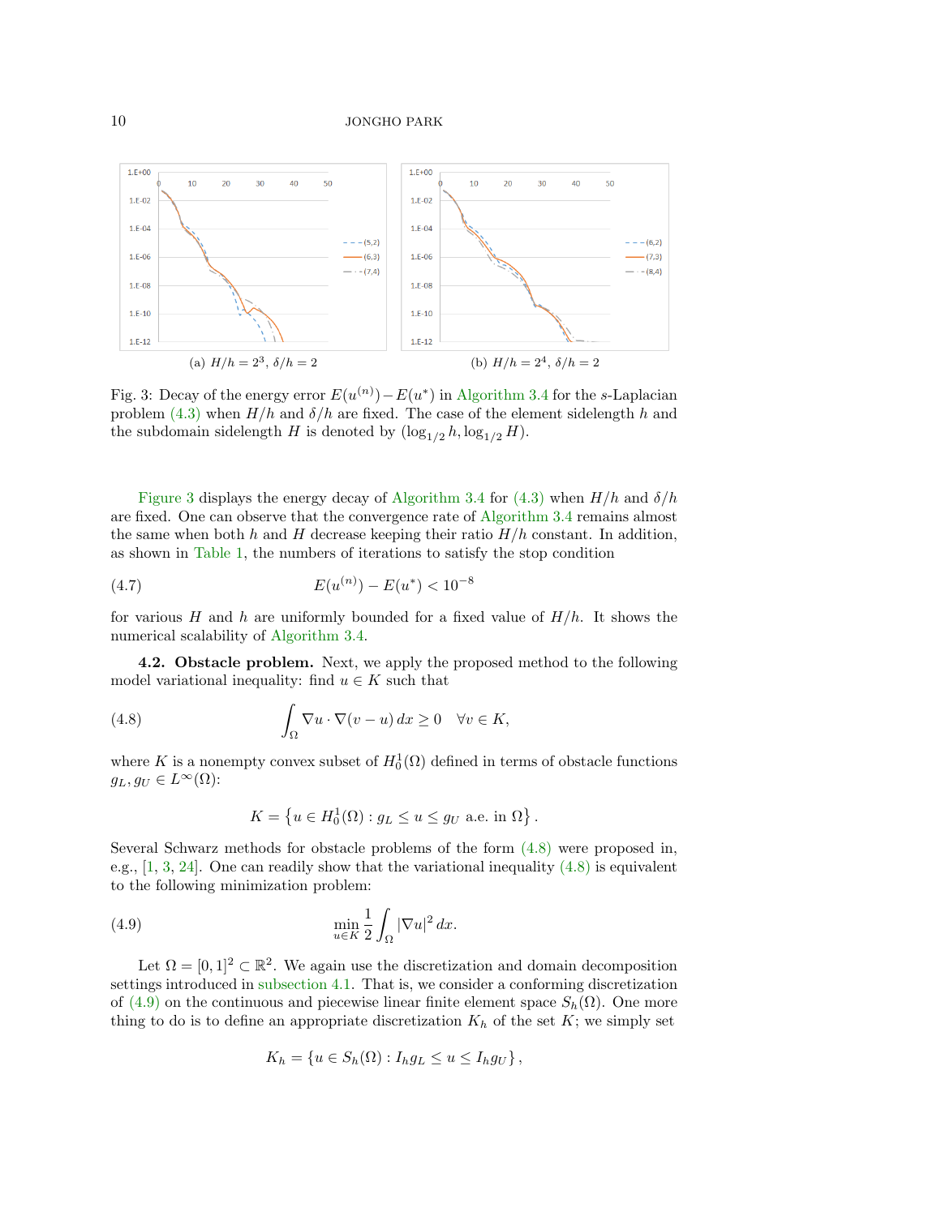(a) $H/h = 2^3$, $\delta/h = 2$

(b) $H/h = 2^4$, $\delta/h = 2$

Fig. 3: Decay of the energy error $E(u^{(n)}) - E(u^*)$ in Algorithm 3.4 for the $s$-Laplacian problem (4.3) when $H/h$ and $\delta/h$ are fixed. The case of the element sidelength $h$ and the subdomain sidelength $H$ is denoted by $(\log_{1/2} h, \log_{1/2} H)$.

Figure 3 displays the energy decay of Algorithm 3.4 for (4.3) when $H/h$ and $\delta/h$ are fixed. One can observe that the convergence rate of Algorithm 3.4 remains almost the same when both $h$ and $H$ decrease keeping their ratio $H/h$ constant. In addition, as shown in Table 1, the numbers of iterations to satisfy the stop condition

$$E(u^{(n)}) - E(u^*) < 10^{-8} \tag{4.7}$$

for various $H$ and $h$ are uniformly bounded for a fixed value of $H/h$. It shows the numerical scalability of Algorithm 3.4.

**4.2. Obstacle problem.** Next, we apply the proposed method to the following model variational inequality: find $u \in K$ such that

$$\int_\Omega \nabla u \cdot \nabla (v - u)\, dx \geq 0 \quad \forall v \in K, \tag{4.8}$$

where $K$ is a nonempty convex subset of $H_0^1(\Omega)$ defined in terms of obstacle functions $g_L, g_U \in L^\infty(\Omega)$:

$$K = \left\{ u \in H_0^1(\Omega) : g_L \leq u \leq g_U \text{ a.e. in } \Omega \right\}.$$

Several Schwarz methods for obstacle problems of the form (4.8) were proposed in, e.g., [1, 3, 24]. One can readily show that the variational inequality (4.8) is equivalent to the following minimization problem:

$$\min_{u \in K} \frac{1}{2} \int_\Omega |\nabla u|^2 \, dx. \tag{4.9}$$

Let $\Omega = [0,1]^2 \subset \mathbb{R}^2$. We again use the discretization and domain decomposition settings introduced in subsection 4.1. That is, we consider a conforming discretization of (4.9) on the continuous and piecewise linear finite element space $S_h(\Omega)$. One more thing to do is to define an appropriate discretization $K_h$ of the set $K$; we simply set

$$K_h = \left\{ u \in S_h(\Omega) : I_h g_L \leq u \leq I_h g_U \right\},$$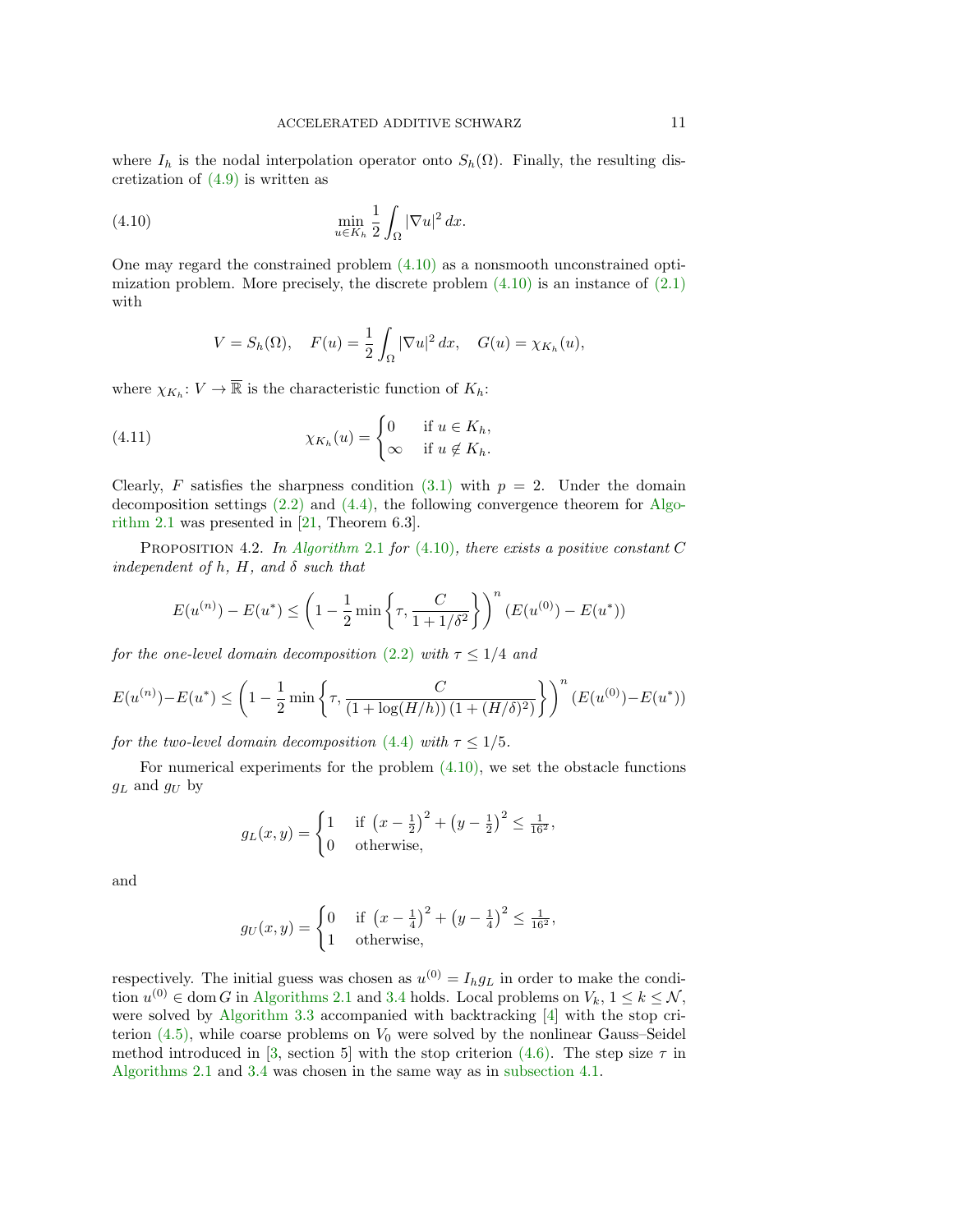where $I_h$ is the nodal interpolation operator onto $S_h(\Omega)$. Finally, the resulting discretization of (4.9) is written as

$$\min_{u \in K_h} \frac{1}{2} \int_\Omega |\nabla u|^2 \, dx. \tag{4.10}$$

One may regard the constrained problem (4.10) as a nonsmooth unconstrained optimization problem. More precisely, the discrete problem (4.10) is an instance of (2.1) with

$$V = S_h(\Omega), \quad F(u) = \frac{1}{2} \int_\Omega |\nabla u|^2 \, dx, \quad G(u) = \chi_{K_h}(u),$$

where $\chi_{K_h} \colon V \to \overline{\mathbb{R}}$ is the characteristic function of $K_h$:

$$\chi_{K_h}(u) = \begin{cases} 0 & \text{if } u \in K_h, \\ \infty & \text{if } u \notin K_h. \end{cases} \tag{4.11}$$

Clearly, $F$ satisfies the sharpness condition (3.1) with $p = 2$. Under the domain decomposition settings (2.2) and (4.4), the following convergence theorem for Algorithm 2.1 was presented in [21, Theorem 6.3].

Proposition 4.2. *In Algorithm 2.1 for (4.10), there exists a positive constant $C$ independent of $h$, $H$, and $\delta$ such that*

$$E(u^{(n)}) - E(u^*) \leq \left( 1 - \frac{1}{2} \min \left\{ \tau, \frac{C}{1 + 1/\delta^2} \right\} \right)^n (E(u^{(0)}) - E(u^*))$$

*for the one-level domain decomposition (2.2) with $\tau \leq 1/4$ and*

$$E(u^{(n)}) - E(u^*) \leq \left( 1 - \frac{1}{2} \min \left\{ \tau, \frac{C}{(1 + \log(H/h))\,(1 + (H/\delta)^2)} \right\} \right)^n (E(u^{(0)}) - E(u^*))$$

*for the two-level domain decomposition (4.4) with $\tau \leq 1/5$.*

For numerical experiments for the problem (4.10), we set the obstacle functions $g_L$ and $g_U$ by

$$g_L(x, y) = \begin{cases} 1 & \text{if } \left(x - \frac{1}{2}\right)^2 + \left(y - \frac{1}{2}\right)^2 \leq \frac{1}{16^2}, \\ 0 & \text{otherwise,} \end{cases}$$

and

$$g_U(x, y) = \begin{cases} 0 & \text{if } \left(x - \frac{1}{4}\right)^2 + \left(y - \frac{1}{4}\right)^2 \leq \frac{1}{16^2}, \\ 1 & \text{otherwise,} \end{cases}$$

respectively. The initial guess was chosen as $u^{(0)} = I_h g_L$ in order to make the condition $u^{(0)} \in \operatorname{dom} G$ in Algorithms 2.1 and 3.4 holds. Local problems on $V_k$, $1 \leq k \leq \mathcal{N}$, were solved by Algorithm 3.3 accompanied with backtracking [4] with the stop criterion (4.5), while coarse problems on $V_0$ were solved by the nonlinear Gauss–Seidel method introduced in [3, section 5] with the stop criterion (4.6). The step size $\tau$ in Algorithms 2.1 and 3.4 was chosen in the same way as in subsection 4.1.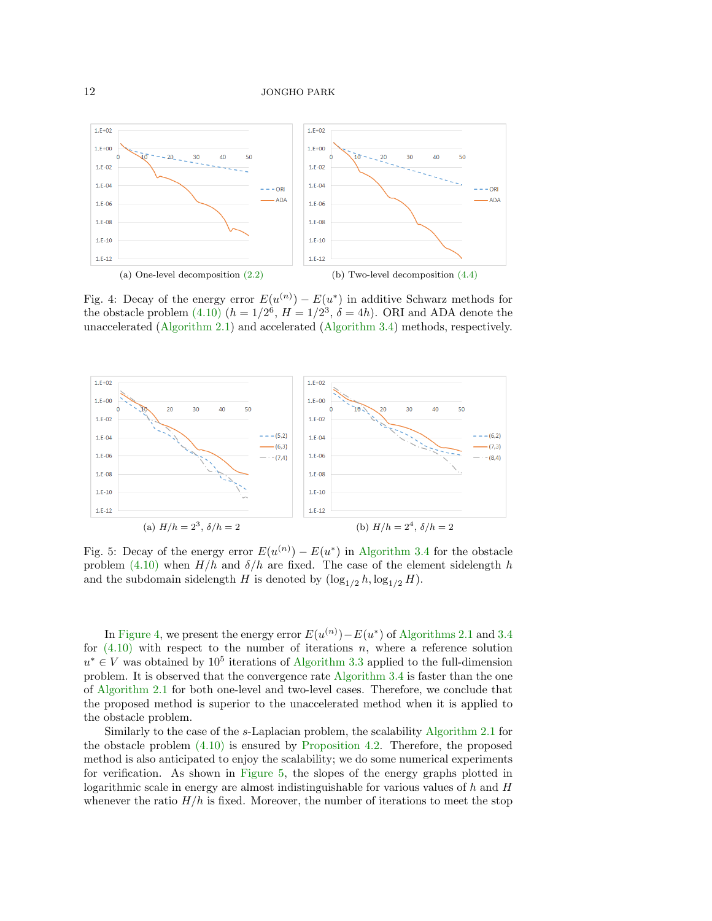(a) One-level decomposition (2.2)

(b) Two-level decomposition (4.4)

Fig. 4: Decay of the energy error $E(u^{(n)}) - E(u^*)$ in additive Schwarz methods for the obstacle problem (4.10) ($h = 1/2^6$, $H = 1/2^3$, $\delta = 4h$). ORI and ADA denote the unaccelerated (Algorithm 2.1) and accelerated (Algorithm 3.4) methods, respectively.

(a) $H/h = 2^3$, $\delta/h = 2$

(b) $H/h = 2^4$, $\delta/h = 2$

Fig. 5: Decay of the energy error $E(u^{(n)}) - E(u^*)$ in Algorithm 3.4 for the obstacle problem (4.10) when $H/h$ and $\delta/h$ are fixed. The case of the element sidelength $h$ and the subdomain sidelength $H$ is denoted by $(\log_{1/2} h, \log_{1/2} H)$.

In Figure 4, we present the energy error $E(u^{(n)}) - E(u^*)$ of Algorithms 2.1 and 3.4 for (4.10) with respect to the number of iterations $n$, where a reference solution $u^* \in V$ was obtained by $10^5$ iterations of Algorithm 3.3 applied to the full-dimension problem. It is observed that the convergence rate Algorithm 3.4 is faster than the one of Algorithm 2.1 for both one-level and two-level cases. Therefore, we conclude that the proposed method is superior to the unaccelerated method when it is applied to the obstacle problem.

Similarly to the case of the $s$-Laplacian problem, the scalability Algorithm 2.1 for the obstacle problem (4.10) is ensured by Proposition 4.2. Therefore, the proposed method is also anticipated to enjoy the scalability; we do some numerical experiments for verification. As shown in Figure 5, the slopes of the energy graphs plotted in logarithmic scale in energy are almost indistinguishable for various values of $h$ and $H$ whenever the ratio $H/h$ is fixed. Moreover, the number of iterations to meet the stop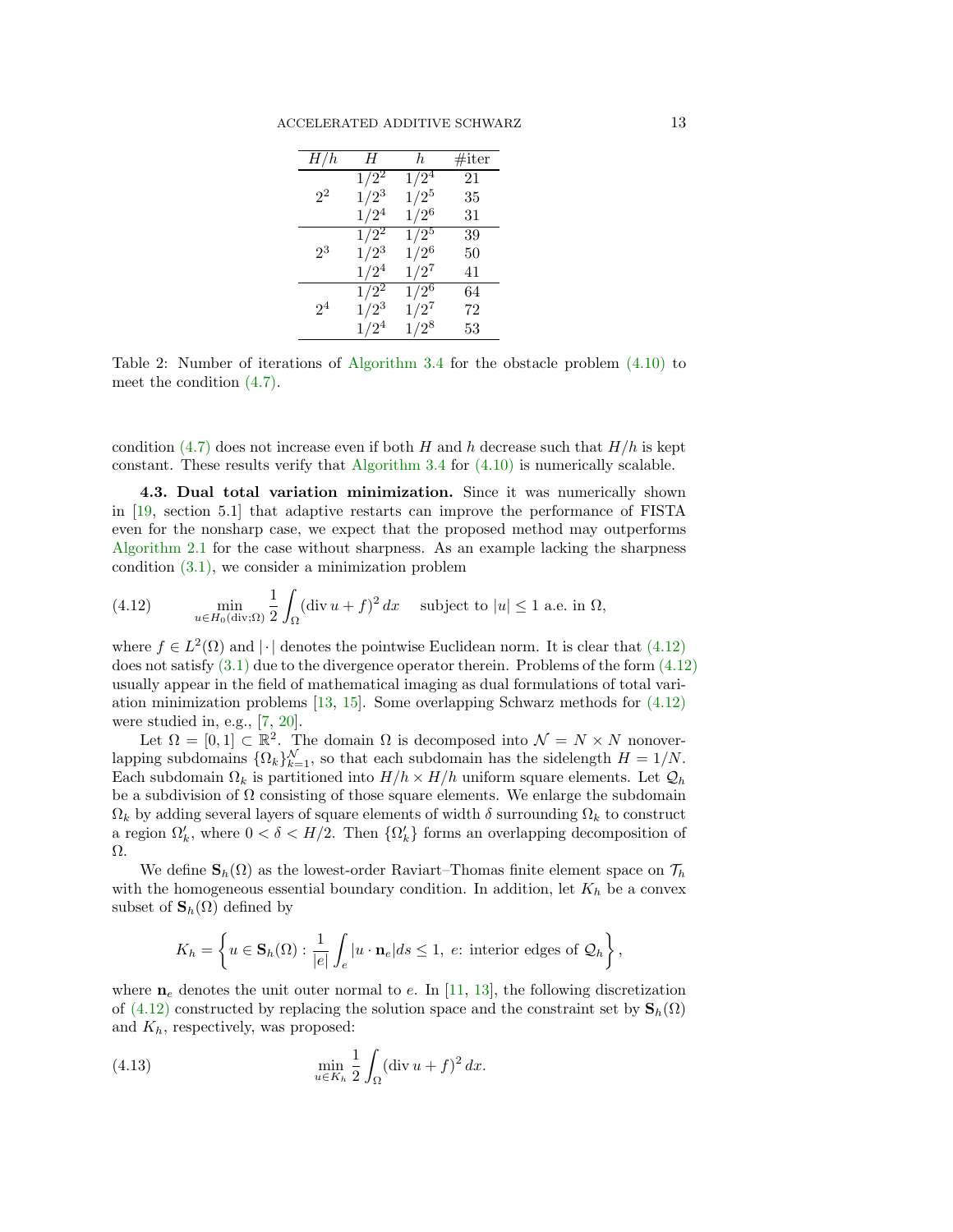| $H/h$ | $H$ | $h$ | #iter |
|---|---|---|---|
| $2^2$ | $1/2^2$ | $1/2^4$ | 21 |
| | $1/2^3$ | $1/2^5$ | 35 |
| | $1/2^4$ | $1/2^6$ | 31 |
| $2^3$ | $1/2^2$ | $1/2^5$ | 39 |
| | $1/2^3$ | $1/2^6$ | 50 |
| | $1/2^4$ | $1/2^7$ | 41 |
| $2^4$ | $1/2^2$ | $1/2^6$ | 64 |
| | $1/2^3$ | $1/2^7$ | 72 |
| | $1/2^4$ | $1/2^8$ | 53 |

Table 2: Number of iterations of Algorithm 3.4 for the obstacle problem (4.10) to meet the condition (4.7).

condition (4.7) does not increase even if both $H$ and $h$ decrease such that $H/h$ is kept constant. These results verify that Algorithm 3.4 for (4.10) is numerically scalable.

**4.3. Dual total variation minimization.** Since it was numerically shown in [19, section 5.1] that adaptive restarts can improve the performance of FISTA even for the nonsharp case, we expect that the proposed method may outperforms Algorithm 2.1 for the case without sharpness. As an example lacking the sharpness condition (3.1), we consider a minimization problem

$$\min_{u \in H_0(\mathrm{div};\Omega)} \frac{1}{2} \int_\Omega (\mathrm{div}\, u + f)^2 \, dx \quad \text{subject to } |u| \leq 1 \text{ a.e. in } \Omega, \tag{4.12}$$

where $f \in L^2(\Omega)$ and $|\cdot|$ denotes the pointwise Euclidean norm. It is clear that (4.12) does not satisfy (3.1) due to the divergence operator therein. Problems of the form (4.12) usually appear in the field of mathematical imaging as dual formulations of total variation minimization problems [13, 15]. Some overlapping Schwarz methods for (4.12) were studied in, e.g., [7, 20].

Let $\Omega = [0,1] \subset \mathbb{R}^2$. The domain $\Omega$ is decomposed into $\mathcal{N} = N \times N$ nonoverlapping subdomains $\{\Omega_k\}_{k=1}^{\mathcal{N}}$, so that each subdomain has the sidelength $H = 1/N$. Each subdomain $\Omega_k$ is partitioned into $H/h \times H/h$ uniform square elements. Let $\mathcal{Q}_h$ be a subdivision of $\Omega$ consisting of those square elements. We enlarge the subdomain $\Omega_k$ by adding several layers of square elements of width $\delta$ surrounding $\Omega_k$ to construct a region $\Omega_k'$, where $0 < \delta < H/2$. Then $\{\Omega_k'\}$ forms an overlapping decomposition of $\Omega$.

We define $\mathbf{S}_h(\Omega)$ as the lowest-order Raviart–Thomas finite element space on $\mathcal{T}_h$ with the homogeneous essential boundary condition. In addition, let $K_h$ be a convex subset of $\mathbf{S}_h(\Omega)$ defined by

$$K_h = \left\{ u \in \mathbf{S}_h(\Omega) : \frac{1}{|e|} \int_e |u \cdot \mathbf{n}_e| ds \leq 1, \ e \text{: interior edges of } \mathcal{Q}_h \right\},$$

where $\mathbf{n}_e$ denotes the unit outer normal to $e$. In [11, 13], the following discretization of (4.12) constructed by replacing the solution space and the constraint set by $\mathbf{S}_h(\Omega)$ and $K_h$, respectively, was proposed:

$$\min_{u \in K_h} \frac{1}{2} \int_\Omega (\mathrm{div}\, u + f)^2 \, dx. \tag{4.13}$$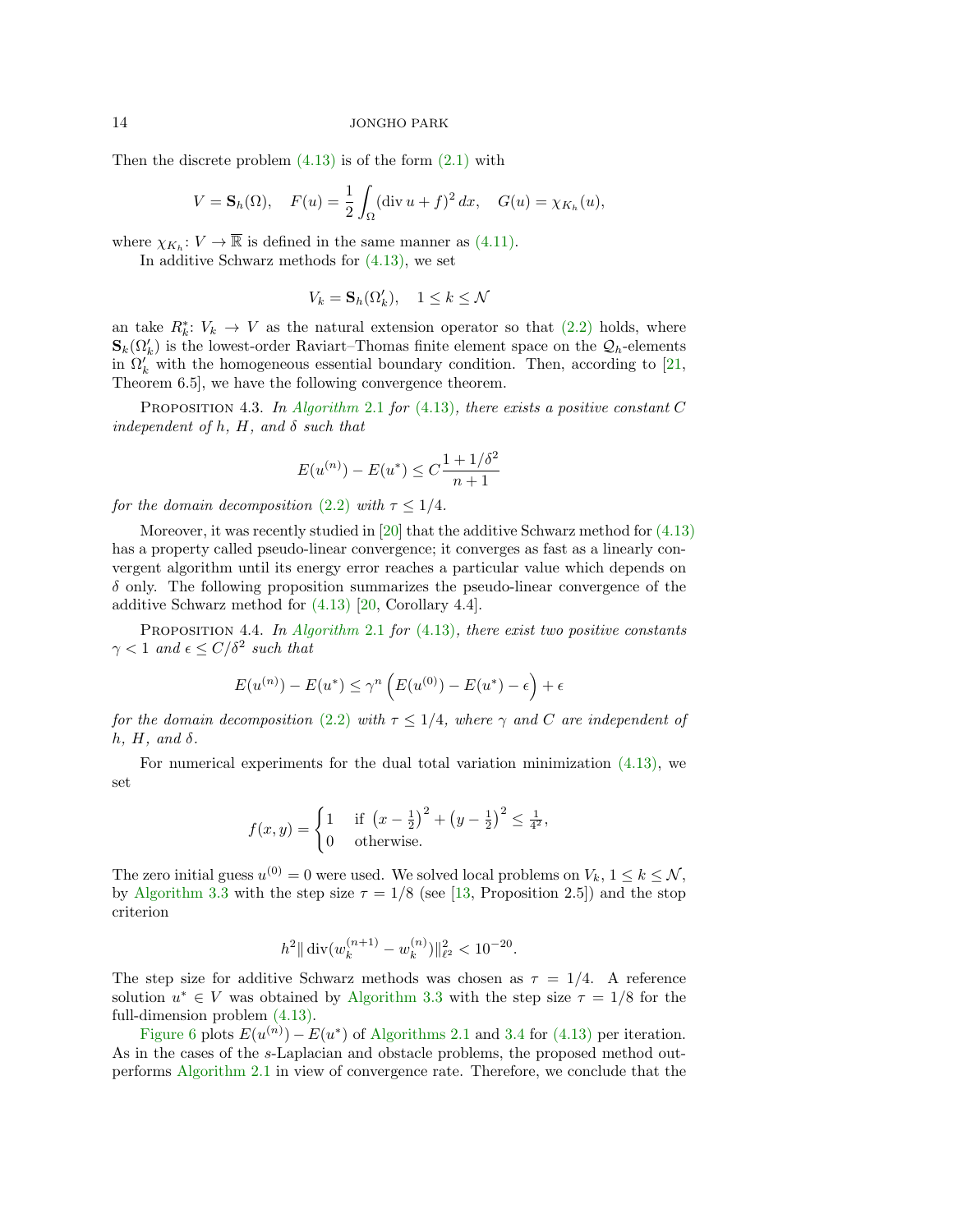Then the discrete problem (4.13) is of the form (2.1) with

$$V = \mathbf{S}_h(\Omega), \quad F(u) = \frac{1}{2}\int_\Omega (\operatorname{div} u + f)^2 \, dx, \quad G(u) = \chi_{K_h}(u),$$

where $\chi_{K_h}\colon V \to \overline{\mathbb{R}}$ is defined in the same manner as (4.11).

In additive Schwarz methods for (4.13), we set

$$V_k = \mathbf{S}_h(\Omega_k'), \quad 1 \leq k \leq \mathcal{N}$$

an take $R_k^*\colon V_k \to V$ as the natural extension operator so that (2.2) holds, where $\mathbf{S}_k(\Omega_k')$ is the lowest-order Raviart–Thomas finite element space on the $\mathcal{Q}_h$-elements in $\Omega_k'$ with the homogeneous essential boundary condition. Then, according to [21, Theorem 6.5], we have the following convergence theorem.

Proposition 4.3. *In Algorithm 2.1 for (4.13), there exists a positive constant $C$ independent of $h$, $H$, and $\delta$ such that*

$$E(u^{(n)}) - E(u^*) \leq C \frac{1 + 1/\delta^2}{n+1}$$

*for the domain decomposition (2.2) with $\tau \leq 1/4$.*

Moreover, it was recently studied in [20] that the additive Schwarz method for (4.13) has a property called pseudo-linear convergence; it converges as fast as a linearly convergent algorithm until its energy error reaches a particular value which depends on $\delta$ only. The following proposition summarizes the pseudo-linear convergence of the additive Schwarz method for (4.13) [20, Corollary 4.4].

Proposition 4.4. *In Algorithm 2.1 for (4.13), there exist two positive constants $\gamma < 1$ and $\epsilon \leq C/\delta^2$ such that*

$$E(u^{(n)}) - E(u^*) \leq \gamma^n \left( E(u^{(0)}) - E(u^*) - \epsilon \right) + \epsilon$$

*for the domain decomposition (2.2) with $\tau \leq 1/4$, where $\gamma$ and $C$ are independent of $h$, $H$, and $\delta$.*

For numerical experiments for the dual total variation minimization (4.13), we set

$$f(x,y) = \begin{cases} 1 & \text{if } \left(x - \frac{1}{2}\right)^2 + \left(y - \frac{1}{2}\right)^2 \leq \frac{1}{4^2}, \\ 0 & \text{otherwise.} \end{cases}$$

The zero initial guess $u^{(0)} = 0$ were used. We solved local problems on $V_k$, $1 \leq k \leq \mathcal{N}$, by Algorithm 3.3 with the step size $\tau = 1/8$ (see [13, Proposition 2.5]) and the stop criterion

$$h^2 \| \operatorname{div}(w_k^{(n+1)} - w_k^{(n)}) \|_{\ell^2}^2 < 10^{-20}.$$

The step size for additive Schwarz methods was chosen as $\tau = 1/4$. A reference solution $u^* \in V$ was obtained by Algorithm 3.3 with the step size $\tau = 1/8$ for the full-dimension problem (4.13).

Figure 6 plots $E(u^{(n)}) - E(u^*)$ of Algorithms 2.1 and 3.4 for (4.13) per iteration. As in the cases of the $s$-Laplacian and obstacle problems, the proposed method outperforms Algorithm 2.1 in view of convergence rate. Therefore, we conclude that the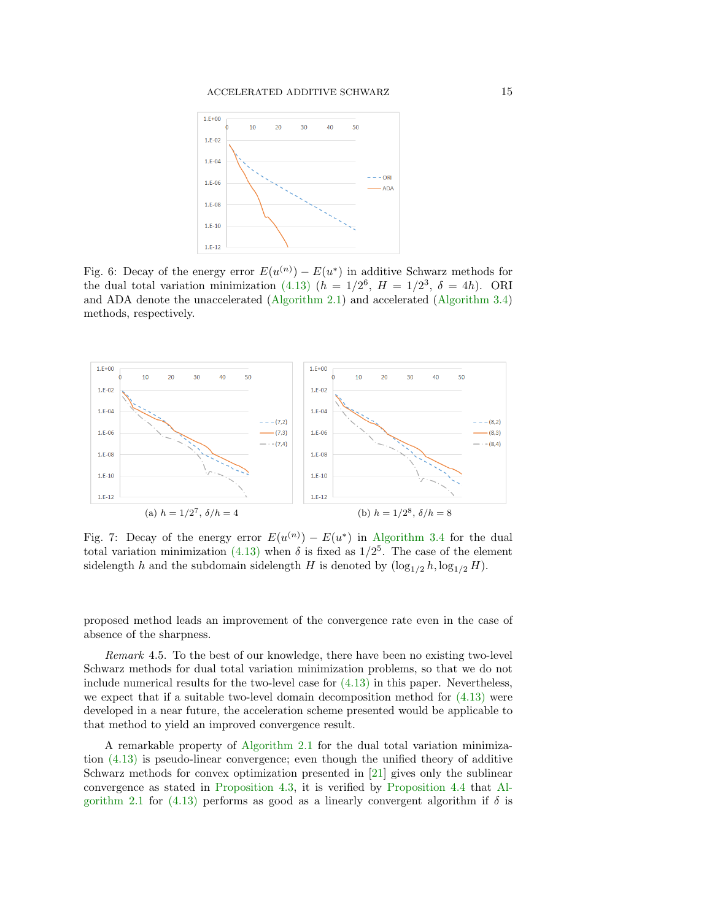Fig. 6: Decay of the energy error $E(u^{(n)}) - E(u^*)$ in additive Schwarz methods for the dual total variation minimization (4.13) ($h = 1/2^6$, $H = 1/2^3$, $\delta = 4h$). ORI and ADA denote the unaccelerated (Algorithm 2.1) and accelerated (Algorithm 3.4) methods, respectively.

(a) $h = 1/2^7$, $\delta/h = 4$

(b) $h = 1/2^8$, $\delta/h = 8$

Fig. 7: Decay of the energy error $E(u^{(n)}) - E(u^*)$ in Algorithm 3.4 for the dual total variation minimization (4.13) when $\delta$ is fixed as $1/2^5$. The case of the element sidelength $h$ and the subdomain sidelength $H$ is denoted by $(\log_{1/2} h, \log_{1/2} H)$.

proposed method leads an improvement of the convergence rate even in the case of absence of the sharpness.

*Remark* 4.5. To the best of our knowledge, there have been no existing two-level Schwarz methods for dual total variation minimization problems, so that we do not include numerical results for the two-level case for (4.13) in this paper. Nevertheless, we expect that if a suitable two-level domain decomposition method for (4.13) were developed in a near future, the acceleration scheme presented would be applicable to that method to yield an improved convergence result.

A remarkable property of Algorithm 2.1 for the dual total variation minimization (4.13) is pseudo-linear convergence; even though the unified theory of additive Schwarz methods for convex optimization presented in [21] gives only the sublinear convergence as stated in Proposition 4.3, it is verified by Proposition 4.4 that Algorithm 2.1 for (4.13) performs as good as a linearly convergent algorithm if $\delta$ is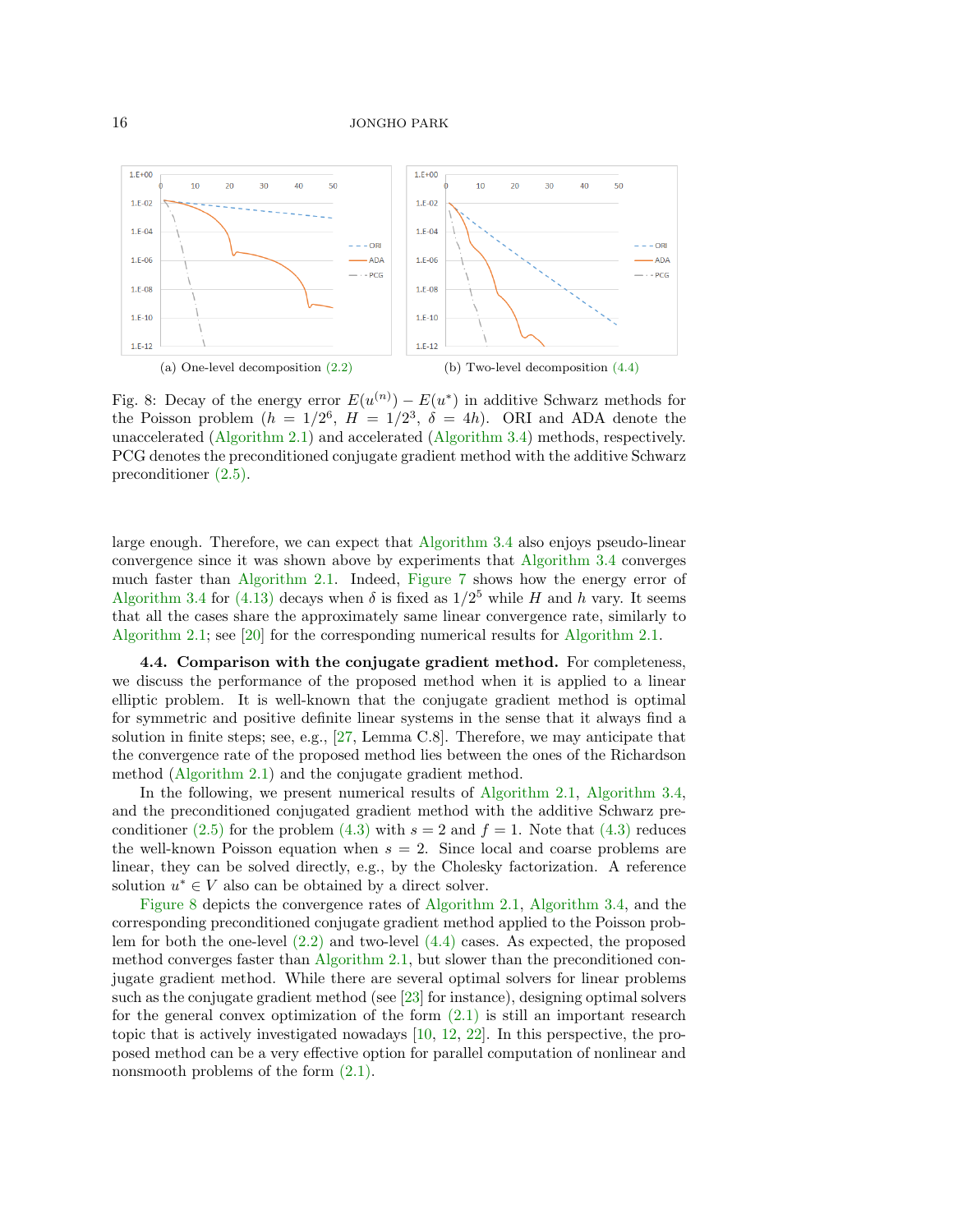(a) One-level decomposition (2.2)

(b) Two-level decomposition (4.4)

Fig. 8: Decay of the energy error $E(u^{(n)}) - E(u^*)$ in additive Schwarz methods for the Poisson problem ($h = 1/2^6$, $H = 1/2^3$, $\delta = 4h$). ORI and ADA denote the unaccelerated (Algorithm 2.1) and accelerated (Algorithm 3.4) methods, respectively. PCG denotes the preconditioned conjugate gradient method with the additive Schwarz preconditioner (2.5).

large enough. Therefore, we can expect that Algorithm 3.4 also enjoys pseudo-linear convergence since it was shown above by experiments that Algorithm 3.4 converges much faster than Algorithm 2.1. Indeed, Figure 7 shows how the energy error of Algorithm 3.4 for (4.13) decays when $\delta$ is fixed as $1/2^5$ while $H$ and $h$ vary. It seems that all the cases share the approximately same linear convergence rate, similarly to Algorithm 2.1; see [20] for the corresponding numerical results for Algorithm 2.1.

**4.4. Comparison with the conjugate gradient method.** For completeness, we discuss the performance of the proposed method when it is applied to a linear elliptic problem. It is well-known that the conjugate gradient method is optimal for symmetric and positive definite linear systems in the sense that it always find a solution in finite steps; see, e.g., [27, Lemma C.8]. Therefore, we may anticipate that the convergence rate of the proposed method lies between the ones of the Richardson method (Algorithm 2.1) and the conjugate gradient method.

In the following, we present numerical results of Algorithm 2.1, Algorithm 3.4, and the preconditioned conjugated gradient method with the additive Schwarz preconditioner (2.5) for the problem (4.3) with $s = 2$ and $f = 1$. Note that (4.3) reduces the well-known Poisson equation when $s = 2$. Since local and coarse problems are linear, they can be solved directly, e.g., by the Cholesky factorization. A reference solution $u^* \in V$ also can be obtained by a direct solver.

Figure 8 depicts the convergence rates of Algorithm 2.1, Algorithm 3.4, and the corresponding preconditioned conjugate gradient method applied to the Poisson problem for both the one-level (2.2) and two-level (4.4) cases. As expected, the proposed method converges faster than Algorithm 2.1, but slower than the preconditioned conjugate gradient method. While there are several optimal solvers for linear problems such as the conjugate gradient method (see [23] for instance), designing optimal solvers for the general convex optimization of the form (2.1) is still an important research topic that is actively investigated nowadays [10, 12, 22]. In this perspective, the proposed method can be a very effective option for parallel computation of nonlinear and nonsmooth problems of the form (2.1).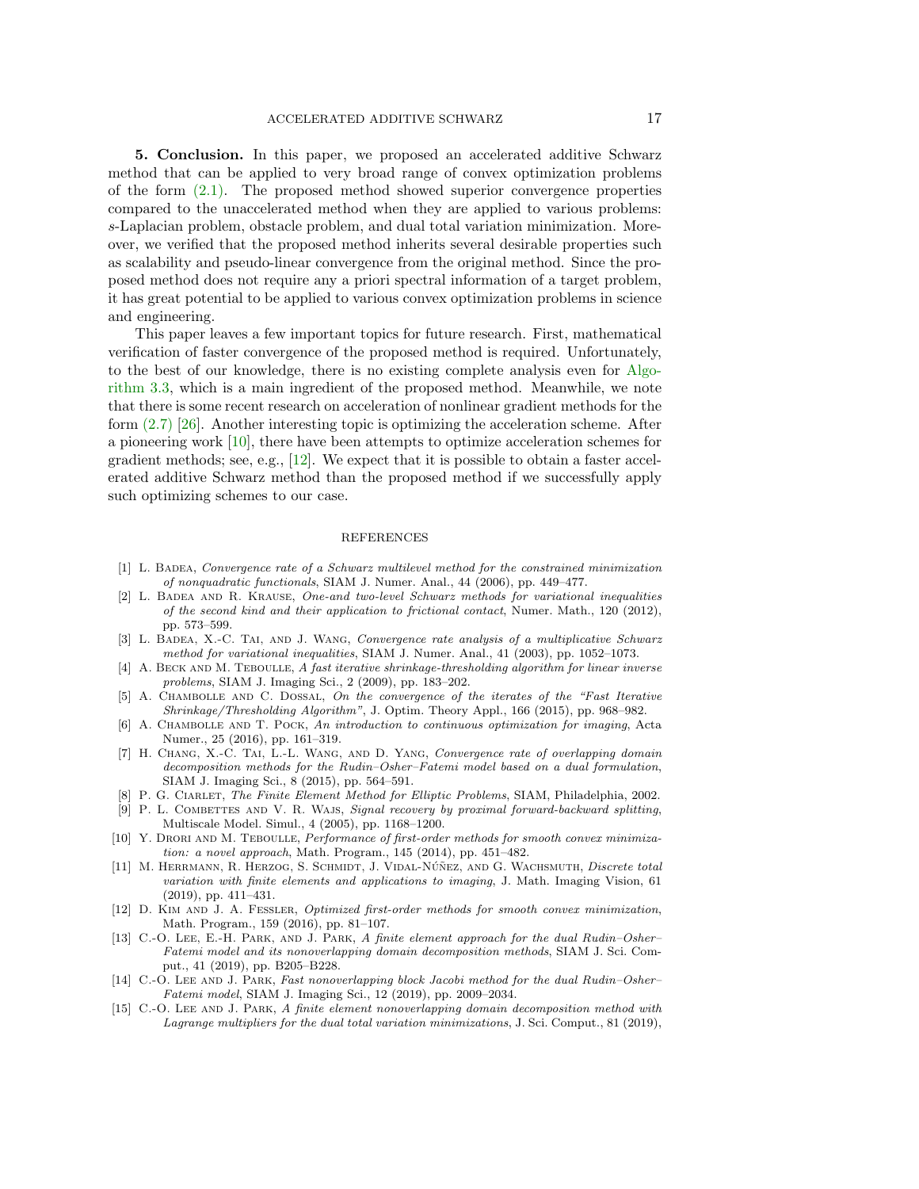## 5. Conclusion.

In this paper, we proposed an accelerated additive Schwarz method that can be applied to very broad range of convex optimization problems of the form (2.1). The proposed method showed superior convergence properties compared to the unaccelerated method when they are applied to various problems: $s$-Laplacian problem, obstacle problem, and dual total variation minimization. Moreover, we verified that the proposed method inherits several desirable properties such as scalability and pseudo-linear convergence from the original method. Since the proposed method does not require any a priori spectral information of a target problem, it has great potential to be applied to various convex optimization problems in science and engineering.

This paper leaves a few important topics for future research. First, mathematical verification of faster convergence of the proposed method is required. Unfortunately, to the best of our knowledge, there is no existing complete analysis even for Algorithm 3.3, which is a main ingredient of the proposed method. Meanwhile, we note that there is some recent research on acceleration of nonlinear gradient methods for the form (2.7) [26]. Another interesting topic is optimizing the acceleration scheme. After a pioneering work [10], there have been attempts to optimize acceleration schemes for gradient methods; see, e.g., [12]. We expect that it is possible to obtain a faster accelerated additive Schwarz method than the proposed method if we successfully apply such optimizing schemes to our case.

## REFERENCES

[1] L. Badea, *Convergence rate of a Schwarz multilevel method for the constrained minimization of nonquadratic functionals*, SIAM J. Numer. Anal., 44 (2006), pp. 449–477.

[2] L. Badea and R. Krause, *One-and two-level Schwarz methods for variational inequalities of the second kind and their application to frictional contact*, Numer. Math., 120 (2012), pp. 573–599.

[3] L. Badea, X.-C. Tai, and J. Wang, *Convergence rate analysis of a multiplicative Schwarz method for variational inequalities*, SIAM J. Numer. Anal., 41 (2003), pp. 1052–1073.

[4] A. Beck and M. Teboulle, *A fast iterative shrinkage-thresholding algorithm for linear inverse problems*, SIAM J. Imaging Sci., 2 (2009), pp. 183–202.

[5] A. Chambolle and C. Dossal, *On the convergence of the iterates of the "Fast Iterative Shrinkage/Thresholding Algorithm"*, J. Optim. Theory Appl., 166 (2015), pp. 968–982.

[6] A. Chambolle and T. Pock, *An introduction to continuous optimization for imaging*, Acta Numer., 25 (2016), pp. 161–319.

[7] H. Chang, X.-C. Tai, L.-L. Wang, and D. Yang, *Convergence rate of overlapping domain decomposition methods for the Rudin–Osher–Fatemi model based on a dual formulation*, SIAM J. Imaging Sci., 8 (2015), pp. 564–591.

[8] P. G. Ciarlet, *The Finite Element Method for Elliptic Problems*, SIAM, Philadelphia, 2002.

[9] P. L. Combettes and V. R. Wajs, *Signal recovery by proximal forward-backward splitting*, Multiscale Model. Simul., 4 (2005), pp. 1168–1200.

[10] Y. Drori and M. Teboulle, *Performance of first-order methods for smooth convex minimization: a novel approach*, Math. Program., 145 (2014), pp. 451–482.

[11] M. Herrmann, R. Herzog, S. Schmidt, J. Vidal-Núñez, and G. Wachsmuth, *Discrete total variation with finite elements and applications to imaging*, J. Math. Imaging Vision, 61 (2019), pp. 411–431.

[12] D. Kim and J. A. Fessler, *Optimized first-order methods for smooth convex minimization*, Math. Program., 159 (2016), pp. 81–107.

[13] C.-O. Lee, E.-H. Park, and J. Park, *A finite element approach for the dual Rudin–Osher–Fatemi model and its nonoverlapping domain decomposition methods*, SIAM J. Sci. Comput., 41 (2019), pp. B205–B228.

[14] C.-O. Lee and J. Park, *Fast nonoverlapping block Jacobi method for the dual Rudin–Osher–Fatemi model*, SIAM J. Imaging Sci., 12 (2019), pp. 2009–2034.

[15] C.-O. Lee and J. Park, *A finite element nonoverlapping domain decomposition method with Lagrange multipliers for the dual total variation minimizations*, J. Sci. Comput., 81 (2019),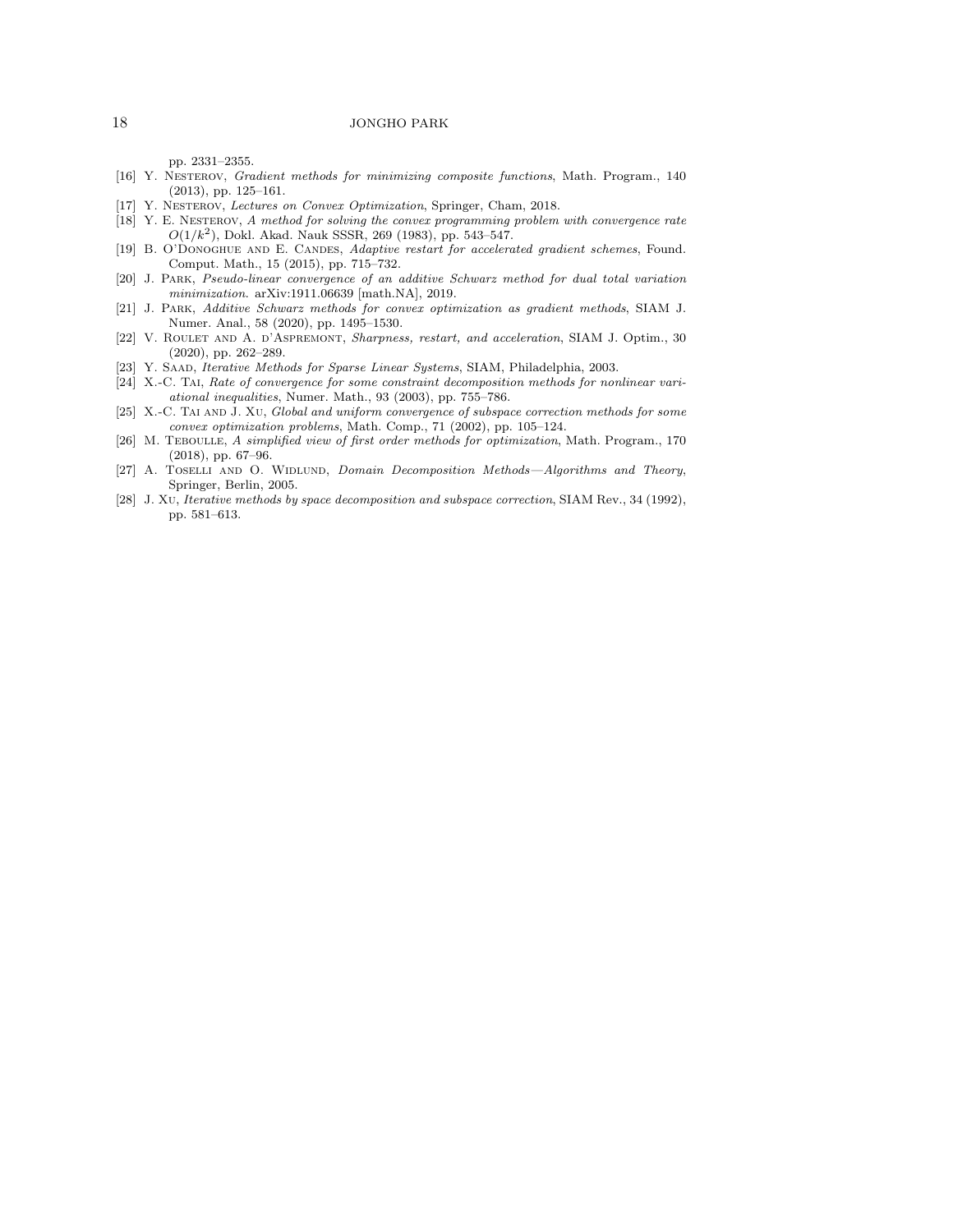pp. 2331–2355.

[16] Y. Nesterov, *Gradient methods for minimizing composite functions*, Math. Program., 140 (2013), pp. 125–161.

[17] Y. Nesterov, *Lectures on Convex Optimization*, Springer, Cham, 2018.

[18] Y. E. Nesterov, *A method for solving the convex programming problem with convergence rate $O(1/k^2)$*, Dokl. Akad. Nauk SSSR, 269 (1983), pp. 543–547.

[19] B. O'Donoghue and E. Candes, *Adaptive restart for accelerated gradient schemes*, Found. Comput. Math., 15 (2015), pp. 715–732.

[20] J. Park, *Pseudo-linear convergence of an additive Schwarz method for dual total variation minimization*. arXiv:1911.06639 [math.NA], 2019.

[21] J. Park, *Additive Schwarz methods for convex optimization as gradient methods*, SIAM J. Numer. Anal., 58 (2020), pp. 1495–1530.

[22] V. Roulet and A. d'Aspremont, *Sharpness, restart, and acceleration*, SIAM J. Optim., 30 (2020), pp. 262–289.

[23] Y. Saad, *Iterative Methods for Sparse Linear Systems*, SIAM, Philadelphia, 2003.

[24] X.-C. Tai, *Rate of convergence for some constraint decomposition methods for nonlinear variational inequalities*, Numer. Math., 93 (2003), pp. 755–786.

[25] X.-C. Tai and J. Xu, *Global and uniform convergence of subspace correction methods for some convex optimization problems*, Math. Comp., 71 (2002), pp. 105–124.

[26] M. Teboulle, *A simplified view of first order methods for optimization*, Math. Program., 170 (2018), pp. 67–96.

[27] A. Toselli and O. Widlund, *Domain Decomposition Methods—Algorithms and Theory*, Springer, Berlin, 2005.

[28] J. Xu, *Iterative methods by space decomposition and subspace correction*, SIAM Rev., 34 (1992), pp. 581–613.